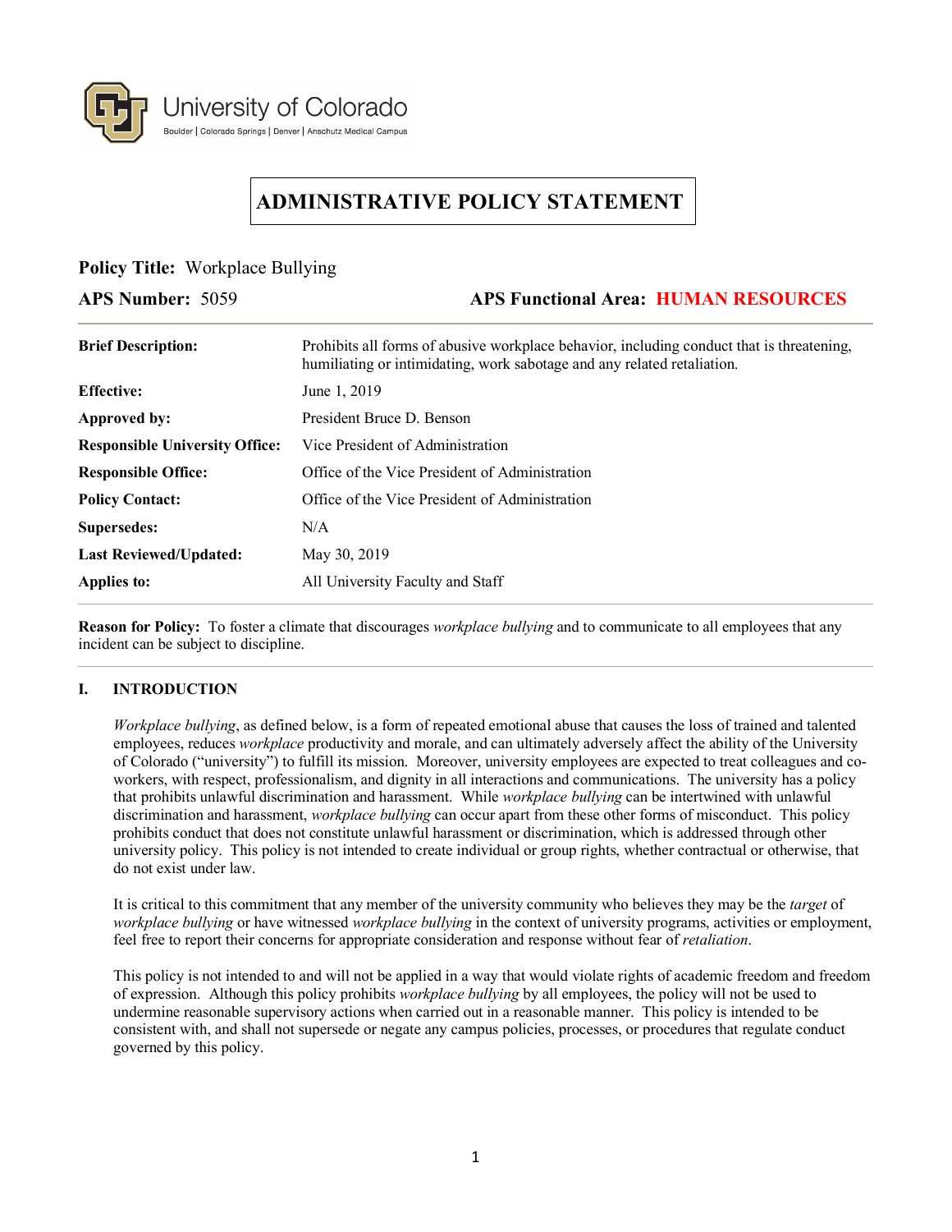University of Colorado
Boulder | Colorado Springs | Denver | Anschutz Medical Campus

# ADMINISTRATIVE POLICY STATEMENT

**Policy Title:** Workplace Bullying

**APS Number:** 5059 **APS Functional Area:** **HUMAN RESOURCES**

| | |
|---|---|
| **Brief Description:** | Prohibits all forms of abusive workplace behavior, including conduct that is threatening, humiliating or intimidating, work sabotage and any related retaliation. |
| **Effective:** | June 1, 2019 |
| **Approved by:** | President Bruce D. Benson |
| **Responsible University Office:** | Vice President of Administration |
| **Responsible Office:** | Office of the Vice President of Administration |
| **Policy Contact:** | Office of the Vice President of Administration |
| **Supersedes:** | N/A |
| **Last Reviewed/Updated:** | May 30, 2019 |
| **Applies to:** | All University Faculty and Staff |

**Reason for Policy:** To foster a climate that discourages *workplace bullying* and to communicate to all employees that any incident can be subject to discipline.

## I. INTRODUCTION

*Workplace bullying*, as defined below, is a form of repeated emotional abuse that causes the loss of trained and talented employees, reduces *workplace* productivity and morale, and can ultimately adversely affect the ability of the University of Colorado ("university") to fulfill its mission. Moreover, university employees are expected to treat colleagues and co-workers, with respect, professionalism, and dignity in all interactions and communications. The university has a policy that prohibits unlawful discrimination and harassment. While *workplace bullying* can be intertwined with unlawful discrimination and harassment, *workplace bullying* can occur apart from these other forms of misconduct. This policy prohibits conduct that does not constitute unlawful harassment or discrimination, which is addressed through other university policy. This policy is not intended to create individual or group rights, whether contractual or otherwise, that do not exist under law.

It is critical to this commitment that any member of the university community who believes they may be the *target* of *workplace bullying* or have witnessed *workplace bullying* in the context of university programs, activities or employment, feel free to report their concerns for appropriate consideration and response without fear of *retaliation*.

This policy is not intended to and will not be applied in a way that would violate rights of academic freedom and freedom of expression. Although this policy prohibits *workplace bullying* by all employees, the policy will not be used to undermine reasonable supervisory actions when carried out in a reasonable manner. This policy is intended to be consistent with, and shall not supersede or negate any campus policies, processes, or procedures that regulate conduct governed by this policy.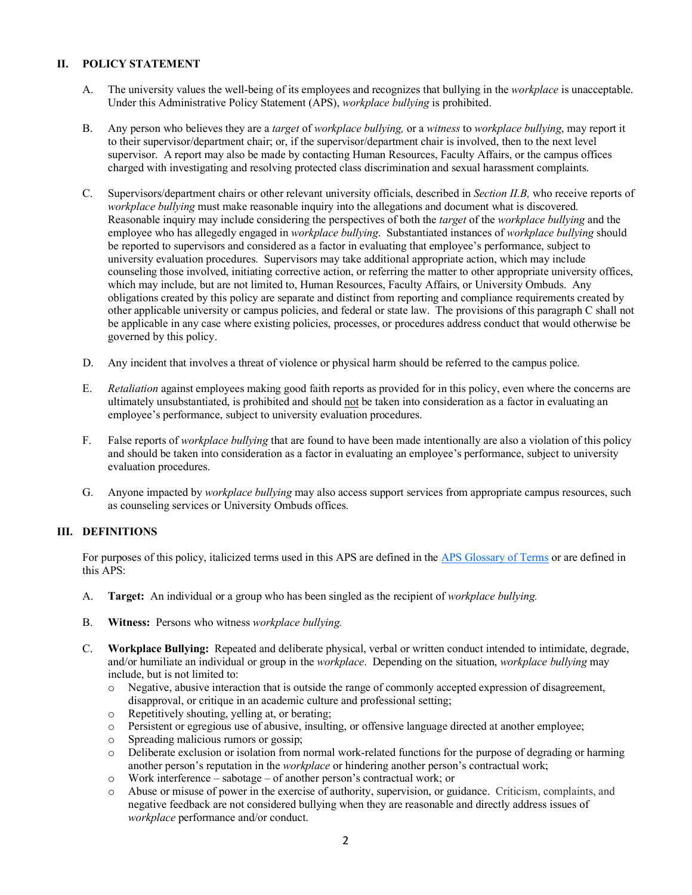## II. POLICY STATEMENT

A. The university values the well-being of its employees and recognizes that bullying in the *workplace* is unacceptable. Under this Administrative Policy Statement (APS), *workplace bullying* is prohibited.

B. Any person who believes they are a *target* of *workplace bullying,* or a *witness* to *workplace bullying*, may report it to their supervisor/department chair; or, if the supervisor/department chair is involved, then to the next level supervisor. A report may also be made by contacting Human Resources, Faculty Affairs, or the campus offices charged with investigating and resolving protected class discrimination and sexual harassment complaints.

C. Supervisors/department chairs or other relevant university officials, described in *Section II.B,* who receive reports of *workplace bullying* must make reasonable inquiry into the allegations and document what is discovered. Reasonable inquiry may include considering the perspectives of both the *target* of the *workplace bullying* and the employee who has allegedly engaged in *workplace bullying*. Substantiated instances of *workplace bullying* should be reported to supervisors and considered as a factor in evaluating that employee's performance, subject to university evaluation procedures. Supervisors may take additional appropriate action, which may include counseling those involved, initiating corrective action, or referring the matter to other appropriate university offices, which may include, but are not limited to, Human Resources, Faculty Affairs, or University Ombuds. Any obligations created by this policy are separate and distinct from reporting and compliance requirements created by other applicable university or campus policies, and federal or state law. The provisions of this paragraph C shall not be applicable in any case where existing policies, processes, or procedures address conduct that would otherwise be governed by this policy.

D. Any incident that involves a threat of violence or physical harm should be referred to the campus police.

E. *Retaliation* against employees making good faith reports as provided for in this policy, even where the concerns are ultimately unsubstantiated, is prohibited and should not be taken into consideration as a factor in evaluating an employee's performance, subject to university evaluation procedures.

F. False reports of *workplace bullying* that are found to have been made intentionally are also a violation of this policy and should be taken into consideration as a factor in evaluating an employee's performance, subject to university evaluation procedures.

G. Anyone impacted by *workplace bullying* may also access support services from appropriate campus resources, such as counseling services or University Ombuds offices.

## III. DEFINITIONS

For purposes of this policy, italicized terms used in this APS are defined in the [APS Glossary of Terms](APS Glossary of Terms) or are defined in this APS:

A. **Target:** An individual or a group who has been singled as the recipient of *workplace bullying.*

B. **Witness:** Persons who witness *workplace bullying.*

C. **Workplace Bullying:** Repeated and deliberate physical, verbal or written conduct intended to intimidate, degrade, and/or humiliate an individual or group in the *workplace*. Depending on the situation, *workplace bullying* may include, but is not limited to:

- Negative, abusive interaction that is outside the range of commonly accepted expression of disagreement, disapproval, or critique in an academic culture and professional setting;
- Repetitively shouting, yelling at, or berating;
- Persistent or egregious use of abusive, insulting, or offensive language directed at another employee;
- Spreading malicious rumors or gossip;
- Deliberate exclusion or isolation from normal work-related functions for the purpose of degrading or harming another person's reputation in the *workplace* or hindering another person's contractual work;
- Work interference – sabotage – of another person's contractual work; or
- Abuse or misuse of power in the exercise of authority, supervision, or guidance. Criticism, complaints, and negative feedback are not considered bullying when they are reasonable and directly address issues of *workplace* performance and/or conduct.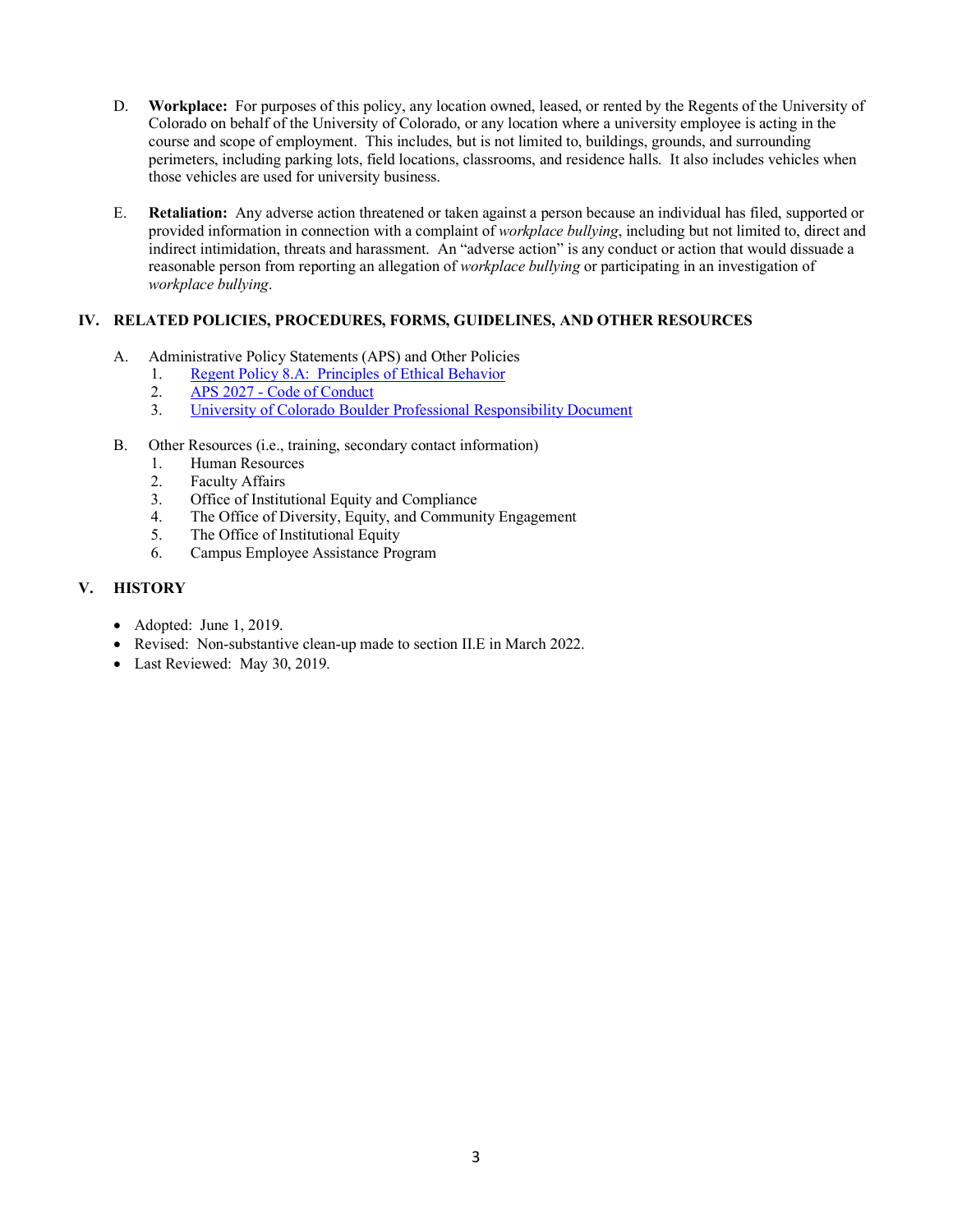D. **Workplace:** For purposes of this policy, any location owned, leased, or rented by the Regents of the University of Colorado on behalf of the University of Colorado, or any location where a university employee is acting in the course and scope of employment. This includes, but is not limited to, buildings, grounds, and surrounding perimeters, including parking lots, field locations, classrooms, and residence halls. It also includes vehicles when those vehicles are used for university business.

E. **Retaliation:** Any adverse action threatened or taken against a person because an individual has filed, supported or provided information in connection with a complaint of *workplace bullying*, including but not limited to, direct and indirect intimidation, threats and harassment. An "adverse action" is any conduct or action that would dissuade a reasonable person from reporting an allegation of *workplace bullying* or participating in an investigation of *workplace bullying*.

## IV. RELATED POLICIES, PROCEDURES, FORMS, GUIDELINES, AND OTHER RESOURCES

A. Administrative Policy Statements (APS) and Other Policies
   1. Regent Policy 8.A: Principles of Ethical Behavior
   2. APS 2027 - Code of Conduct
   3. University of Colorado Boulder Professional Responsibility Document

B. Other Resources (i.e., training, secondary contact information)
   1. Human Resources
   2. Faculty Affairs
   3. Office of Institutional Equity and Compliance
   4. The Office of Diversity, Equity, and Community Engagement
   5. The Office of Institutional Equity
   6. Campus Employee Assistance Program

## V. HISTORY

- Adopted: June 1, 2019.
- Revised: Non-substantive clean-up made to section II.E in March 2022.
- Last Reviewed: May 30, 2019.